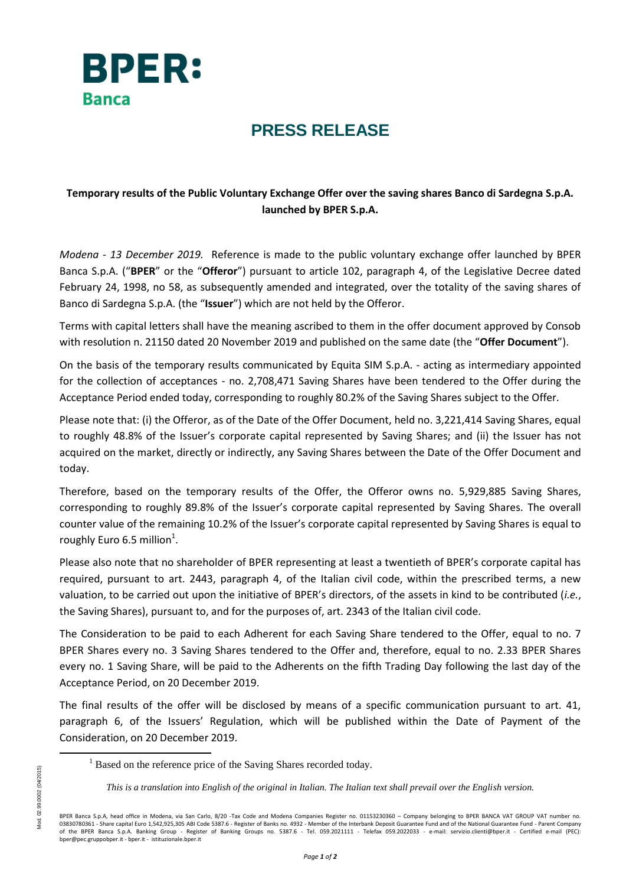BPER:
Banca

# PRESS RELEASE

**Temporary results of the Public Voluntary Exchange Offer over the saving shares Banco di Sardegna S.p.A. launched by BPER S.p.A.**

*Modena - 13 December 2019.* Reference is made to the public voluntary exchange offer launched by BPER Banca S.p.A. ("**BPER**" or the "**Offeror**") pursuant to article 102, paragraph 4, of the Legislative Decree dated February 24, 1998, no 58, as subsequently amended and integrated, over the totality of the saving shares of Banco di Sardegna S.p.A. (the "**Issuer**") which are not held by the Offeror.

Terms with capital letters shall have the meaning ascribed to them in the offer document approved by Consob with resolution n. 21150 dated 20 November 2019 and published on the same date (the "**Offer Document**").

On the basis of the temporary results communicated by Equita SIM S.p.A. - acting as intermediary appointed for the collection of acceptances - no. 2,708,471 Saving Shares have been tendered to the Offer during the Acceptance Period ended today, corresponding to roughly 80.2% of the Saving Shares subject to the Offer.

Please note that: (i) the Offeror, as of the Date of the Offer Document, held no. 3,221,414 Saving Shares, equal to roughly 48.8% of the Issuer's corporate capital represented by Saving Shares; and (ii) the Issuer has not acquired on the market, directly or indirectly, any Saving Shares between the Date of the Offer Document and today.

Therefore, based on the temporary results of the Offer, the Offeror owns no. 5,929,885 Saving Shares, corresponding to roughly 89.8% of the Issuer's corporate capital represented by Saving Shares. The overall counter value of the remaining 10.2% of the Issuer's corporate capital represented by Saving Shares is equal to roughly Euro 6.5 million[1].

Please also note that no shareholder of BPER representing at least a twentieth of BPER's corporate capital has required, pursuant to art. 2443, paragraph 4, of the Italian civil code, within the prescribed terms, a new valuation, to be carried out upon the initiative of BPER's directors, of the assets in kind to be contributed (*i.e.*, the Saving Shares), pursuant to, and for the purposes of, art. 2343 of the Italian civil code.

The Consideration to be paid to each Adherent for each Saving Share tendered to the Offer, equal to no. 7 BPER Shares every no. 3 Saving Shares tendered to the Offer and, therefore, equal to no. 2.33 BPER Shares every no. 1 Saving Share, will be paid to the Adherents on the fifth Trading Day following the last day of the Acceptance Period, on 20 December 2019.

The final results of the offer will be disclosed by means of a specific communication pursuant to art. 41, paragraph 6, of the Issuers' Regulation, which will be published within the Date of Payment of the Consideration, on 20 December 2019.

[1] Based on the reference price of the Saving Shares recorded today.

*This is a translation into English of the original in Italian. The Italian text shall prevail over the English version.*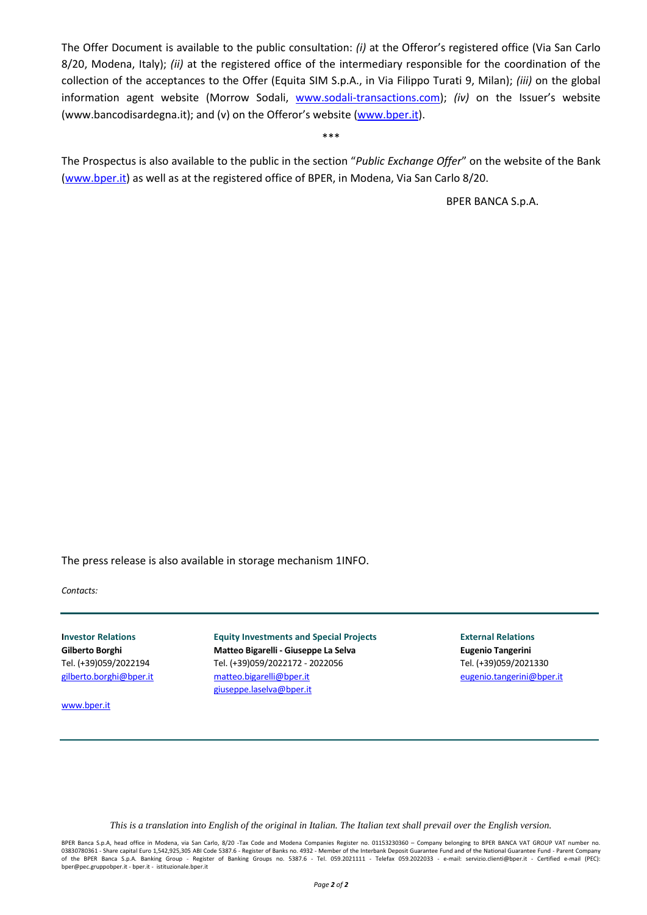The Offer Document is available to the public consultation: *(i)* at the Offeror's registered office (Via San Carlo 8/20, Modena, Italy); *(ii)* at the registered office of the intermediary responsible for the coordination of the collection of the acceptances to the Offer (Equita SIM S.p.A., in Via Filippo Turati 9, Milan); *(iii)* on the global information agent website (Morrow Sodali, www.sodali-transactions.com); *(iv)* on the Issuer's website (www.bancodisardegna.it); and (v) on the Offeror's website (www.bper.it).

\*\*\*

The Prospectus is also available to the public in the section "*Public Exchange Offer*" on the website of the Bank (www.bper.it) as well as at the registered office of BPER, in Modena, Via San Carlo 8/20.

BPER BANCA S.p.A.

The press release is also available in storage mechanism 1INFO.

*Contacts:*

**Investor Relations**
**Gilberto Borghi**
Tel. (+39)059/2022194
gilberto.borghi@bper.it

www.bper.it

**Equity Investments and Special Projects**
**Matteo Bigarelli - Giuseppe La Selva**
Tel. (+39)059/2022172 - 2022056
matteo.bigarelli@bper.it
giuseppe.laselva@bper.it

**External Relations**
**Eugenio Tangerini**
Tel. (+39)059/2021330
eugenio.tangerini@bper.it

*This is a translation into English of the original in Italian. The Italian text shall prevail over the English version.*

BPER Banca S.p.A, head office in Modena, via San Carlo, 8/20 -Tax Code and Modena Companies Register no. 01153230360 – Company belonging to BPER BANCA VAT GROUP VAT number no. 03830780361 - Share capital Euro 1,542,925,305 ABI Code 5387.6 - Register of Banks no. 4932 - Member of the Interbank Deposit Guarantee Fund and of the National Guarantee Fund - Parent Company of the BPER Banca S.p.A. Banking Group - Register of Banking Groups no. 5387.6 - Tel. 059.2021111 - Telefax 059.2022033 - e-mail: servizio.clienti@bper.it - Certified e-mail (PEC): bper@pec.gruppobper.it - bper.it - istituzionale.bper.it